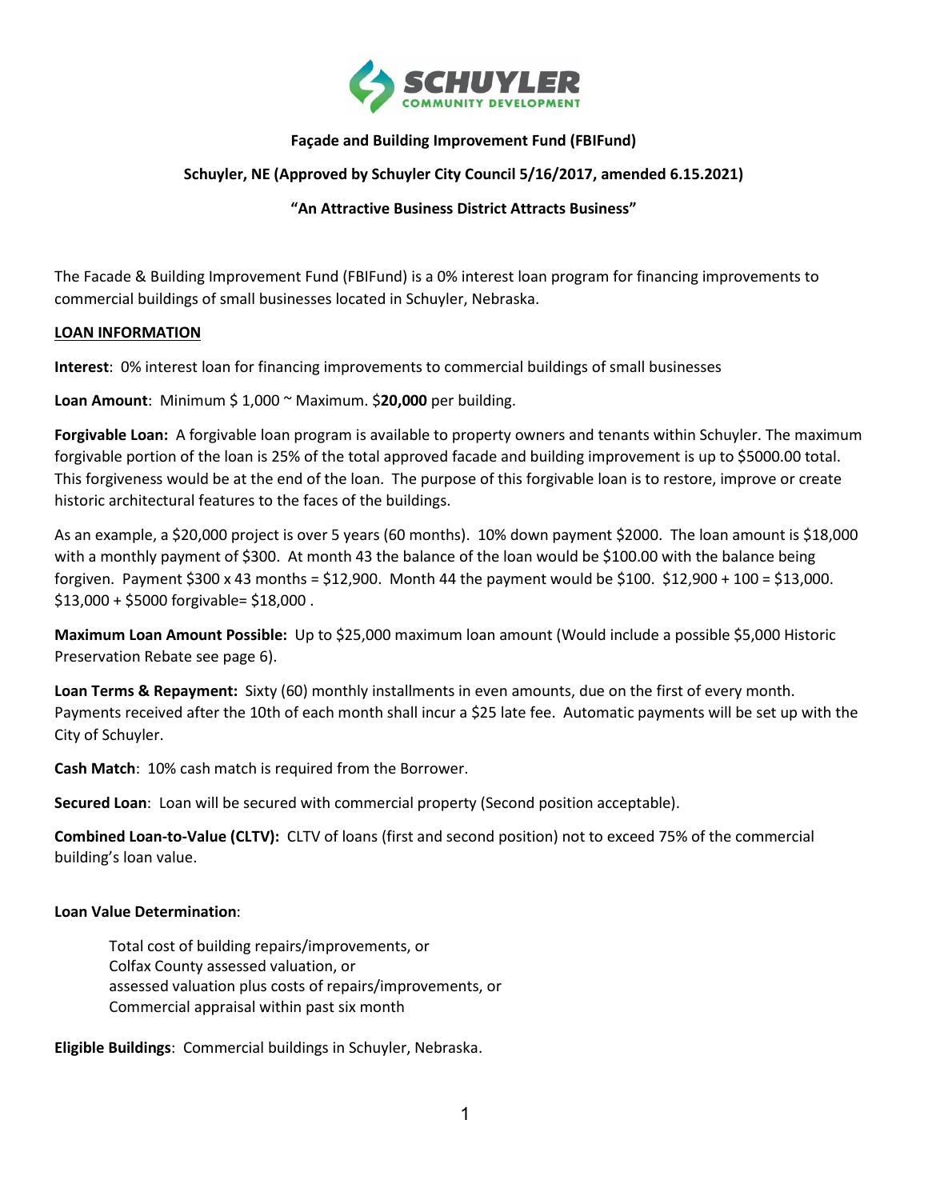**SCHUYLER COMMUNITY DEVELOPMENT**

# Façade and Building Improvement Fund (FBIFund)

## Schuyler, NE (Approved by Schuyler City Council 5/16/2017, amended 6.15.2021)

**"An Attractive Business District Attracts Business"**

The Facade & Building Improvement Fund (FBIFund) is a 0% interest loan program for financing improvements to commercial buildings of small businesses located in Schuyler, Nebraska.

## LOAN INFORMATION

**Interest**: 0% interest loan for financing improvements to commercial buildings of small businesses

**Loan Amount**: Minimum $ 1,000 ~ Maximum. $**20,000** per building.

**Forgivable Loan:** A forgivable loan program is available to property owners and tenants within Schuyler. The maximum forgivable portion of the loan is 25% of the total approved facade and building improvement is up to $5000.00 total. This forgiveness would be at the end of the loan. The purpose of this forgivable loan is to restore, improve or create historic architectural features to the faces of the buildings.

As an example, a $20,000 project is over 5 years (60 months). 10% down payment $2000. The loan amount is $18,000 with a monthly payment of $300. At month 43 the balance of the loan would be $100.00 with the balance being forgiven. Payment $300 x 43 months = $12,900. Month 44 the payment would be $100. $12,900 + 100 = $13,000. $13,000 + $5000 forgivable= $18,000 .

**Maximum Loan Amount Possible:** Up to $25,000 maximum loan amount (Would include a possible $5,000 Historic Preservation Rebate see page 6).

**Loan Terms & Repayment:** Sixty (60) monthly installments in even amounts, due on the first of every month. Payments received after the 10th of each month shall incur a $25 late fee. Automatic payments will be set up with the City of Schuyler.

**Cash Match**: 10% cash match is required from the Borrower.

**Secured Loan**: Loan will be secured with commercial property (Second position acceptable).

**Combined Loan-to-Value (CLTV):** CLTV of loans (first and second position) not to exceed 75% of the commercial building's loan value.

**Loan Value Determination**:

Total cost of building repairs/improvements, or
Colfax County assessed valuation, or
assessed valuation plus costs of repairs/improvements, or
Commercial appraisal within past six month

**Eligible Buildings**: Commercial buildings in Schuyler, Nebraska.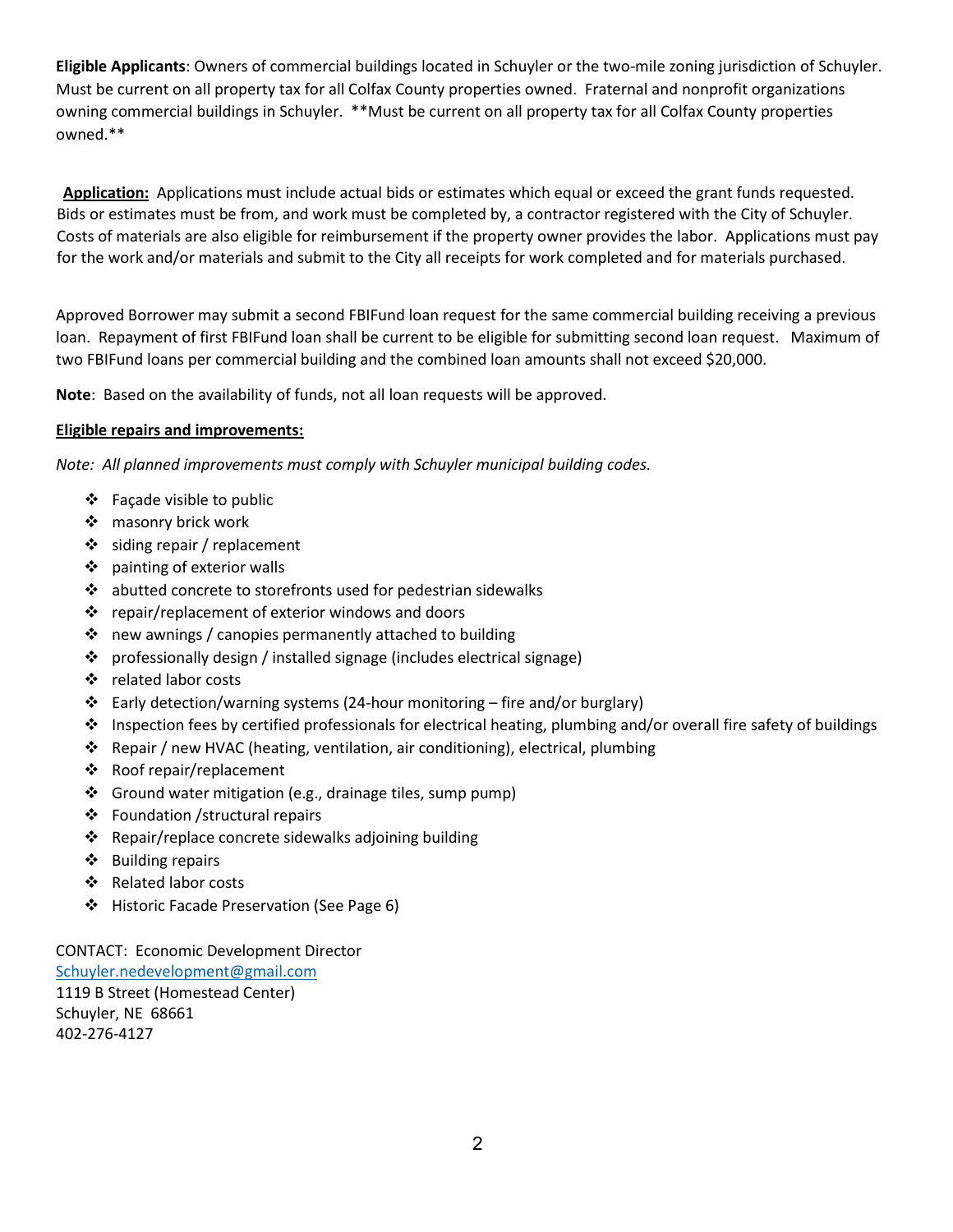**Eligible Applicants**: Owners of commercial buildings located in Schuyler or the two-mile zoning jurisdiction of Schuyler. Must be current on all property tax for all Colfax County properties owned. Fraternal and nonprofit organizations owning commercial buildings in Schuyler. **Must be current on all property tax for all Colfax County properties owned.**

**Application:** Applications must include actual bids or estimates which equal or exceed the grant funds requested. Bids or estimates must be from, and work must be completed by, a contractor registered with the City of Schuyler. Costs of materials are also eligible for reimbursement if the property owner provides the labor. Applications must pay for the work and/or materials and submit to the City all receipts for work completed and for materials purchased.

Approved Borrower may submit a second FBIFund loan request for the same commercial building receiving a previous loan. Repayment of first FBIFund loan shall be current to be eligible for submitting second loan request. Maximum of two FBIFund loans per commercial building and the combined loan amounts shall not exceed $20,000.

**Note**: Based on the availability of funds, not all loan requests will be approved.

**Eligible repairs and improvements:**

*Note: All planned improvements must comply with Schuyler municipal building codes.*

- Façade visible to public
- masonry brick work
- siding repair / replacement
- painting of exterior walls
- abutted concrete to storefronts used for pedestrian sidewalks
- repair/replacement of exterior windows and doors
- new awnings / canopies permanently attached to building
- professionally design / installed signage (includes electrical signage)
- related labor costs
- Early detection/warning systems (24-hour monitoring – fire and/or burglary)
- Inspection fees by certified professionals for electrical heating, plumbing and/or overall fire safety of buildings
- Repair / new HVAC (heating, ventilation, air conditioning), electrical, plumbing
- Roof repair/replacement
- Ground water mitigation (e.g., drainage tiles, sump pump)
- Foundation /structural repairs
- Repair/replace concrete sidewalks adjoining building
- Building repairs
- Related labor costs
- Historic Facade Preservation (See Page 6)

CONTACT: Economic Development Director
Schuyler.nedevelopment@gmail.com
1119 B Street (Homestead Center)
Schuyler, NE 68661
402-276-4127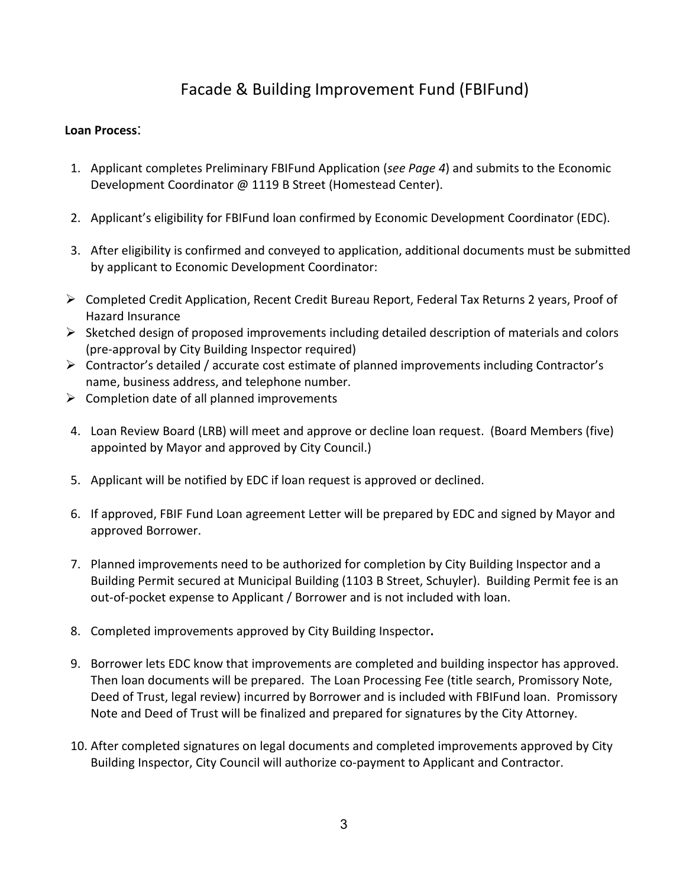# Facade & Building Improvement Fund (FBIFund)

**Loan Process**:

1. Applicant completes Preliminary FBIFund Application (*see Page 4*) and submits to the Economic Development Coordinator @ 1119 B Street (Homestead Center).

2. Applicant's eligibility for FBIFund loan confirmed by Economic Development Coordinator (EDC).

3. After eligibility is confirmed and conveyed to application, additional documents must be submitted by applicant to Economic Development Coordinator:

- Completed Credit Application, Recent Credit Bureau Report, Federal Tax Returns 2 years, Proof of Hazard Insurance
- Sketched design of proposed improvements including detailed description of materials and colors (pre-approval by City Building Inspector required)
- Contractor's detailed / accurate cost estimate of planned improvements including Contractor's name, business address, and telephone number.
- Completion date of all planned improvements

4. Loan Review Board (LRB) will meet and approve or decline loan request. (Board Members (five) appointed by Mayor and approved by City Council.)

5. Applicant will be notified by EDC if loan request is approved or declined.

6. If approved, FBIF Fund Loan agreement Letter will be prepared by EDC and signed by Mayor and approved Borrower.

7. Planned improvements need to be authorized for completion by City Building Inspector and a Building Permit secured at Municipal Building (1103 B Street, Schuyler). Building Permit fee is an out-of-pocket expense to Applicant / Borrower and is not included with loan.

8. Completed improvements approved by City Building Inspector**.**

9. Borrower lets EDC know that improvements are completed and building inspector has approved. Then loan documents will be prepared. The Loan Processing Fee (title search, Promissory Note, Deed of Trust, legal review) incurred by Borrower and is included with FBIFund loan. Promissory Note and Deed of Trust will be finalized and prepared for signatures by the City Attorney.

10. After completed signatures on legal documents and completed improvements approved by City Building Inspector, City Council will authorize co-payment to Applicant and Contractor.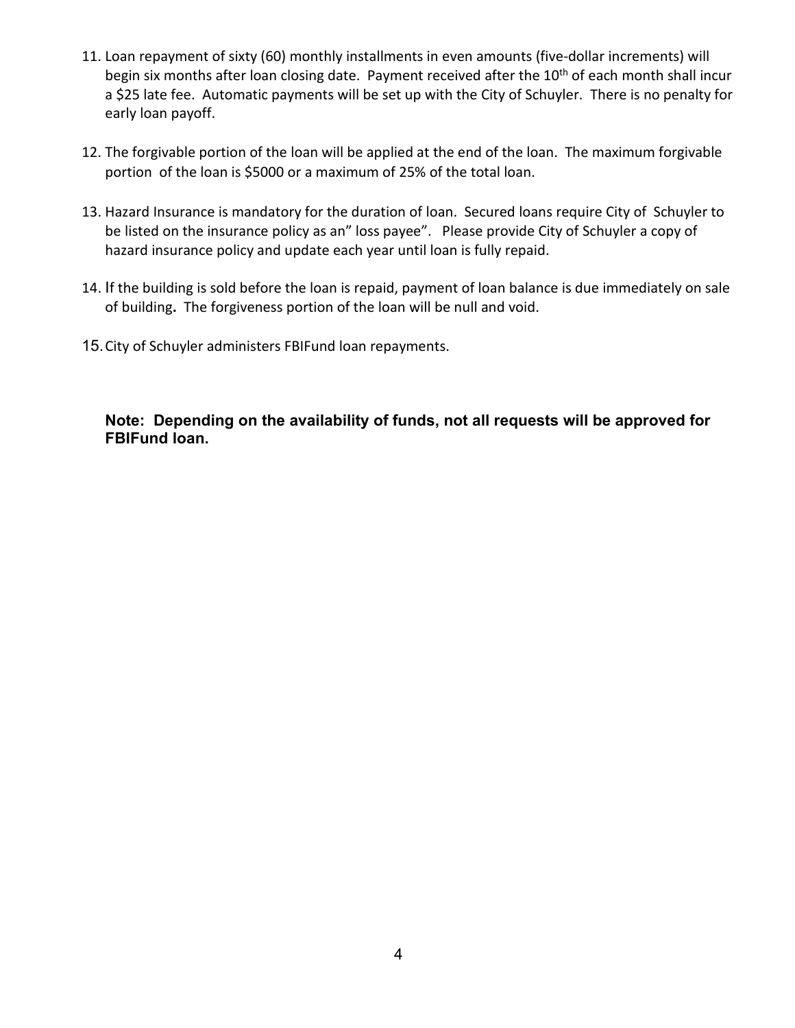11. Loan repayment of sixty (60) monthly installments in even amounts (five-dollar increments) will begin six months after loan closing date. Payment received after the 10th of each month shall incur a $25 late fee. Automatic payments will be set up with the City of Schuyler. There is no penalty for early loan payoff.

12. The forgivable portion of the loan will be applied at the end of the loan. The maximum forgivable portion of the loan is $5000 or a maximum of 25% of the total loan.

13. Hazard Insurance is mandatory for the duration of loan. Secured loans require City of Schuyler to be listed on the insurance policy as an" loss payee". Please provide City of Schuyler a copy of hazard insurance policy and update each year until loan is fully repaid.

14. If the building is sold before the loan is repaid, payment of loan balance is due immediately on sale of building**.** The forgiveness portion of the loan will be null and void.

15. City of Schuyler administers FBIFund loan repayments.

**Note: Depending on the availability of funds, not all requests will be approved for FBIFund loan.**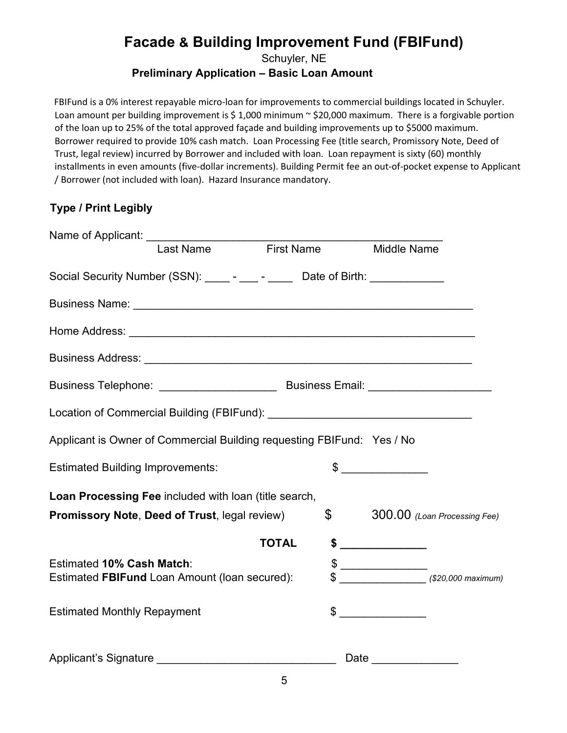# Facade & Building Improvement Fund (FBIFund)

Schuyler, NE

**Preliminary Application – Basic Loan Amount**

FBIFund is a 0% interest repayable micro-loan for improvements to commercial buildings located in Schuyler. Loan amount per building improvement is $ 1,000 minimum ~ $20,000 maximum. There is a forgivable portion of the loan up to 25% of the total approved façade and building improvements up to $5000 maximum. Borrower required to provide 10% cash match. Loan Processing Fee (title search, Promissory Note, Deed of Trust, legal review) incurred by Borrower and included with loan. Loan repayment is sixty (60) monthly installments in even amounts (five-dollar increments). Building Permit fee an out-of-pocket expense to Applicant / Borrower (not included with loan). Hazard Insurance mandatory.

**Type / Print Legibly**

Name of Applicant: ________________________________________________
Last Name First Name Middle Name

Social Security Number (SSN): ____ - ___ - ____ Date of Birth: ___________

Business Name: ________________________________________________________

Home Address: _________________________________________________________

Business Address: ______________________________________________________

Business Telephone: ___________________ Business Email: ___________________

Location of Commercial Building (FBIFund): ________________________________

Applicant is Owner of Commercial Building requesting FBIFund: Yes / No

Estimated Building Improvements: $ _____________

**Loan Processing Fee** included with loan (title search, **Promissory Note**, **Deed of Trust**, legal review) $ 300.00 *(Loan Processing Fee)*

**TOTAL** **$ _____________**

Estimated **10% Cash Match**: $ _____________

Estimated **FBIFund** Loan Amount (loan secured): $ _____________ *($20,000 maximum)*

Estimated Monthly Repayment $ _____________

Applicant's Signature ____________________________ Date _____________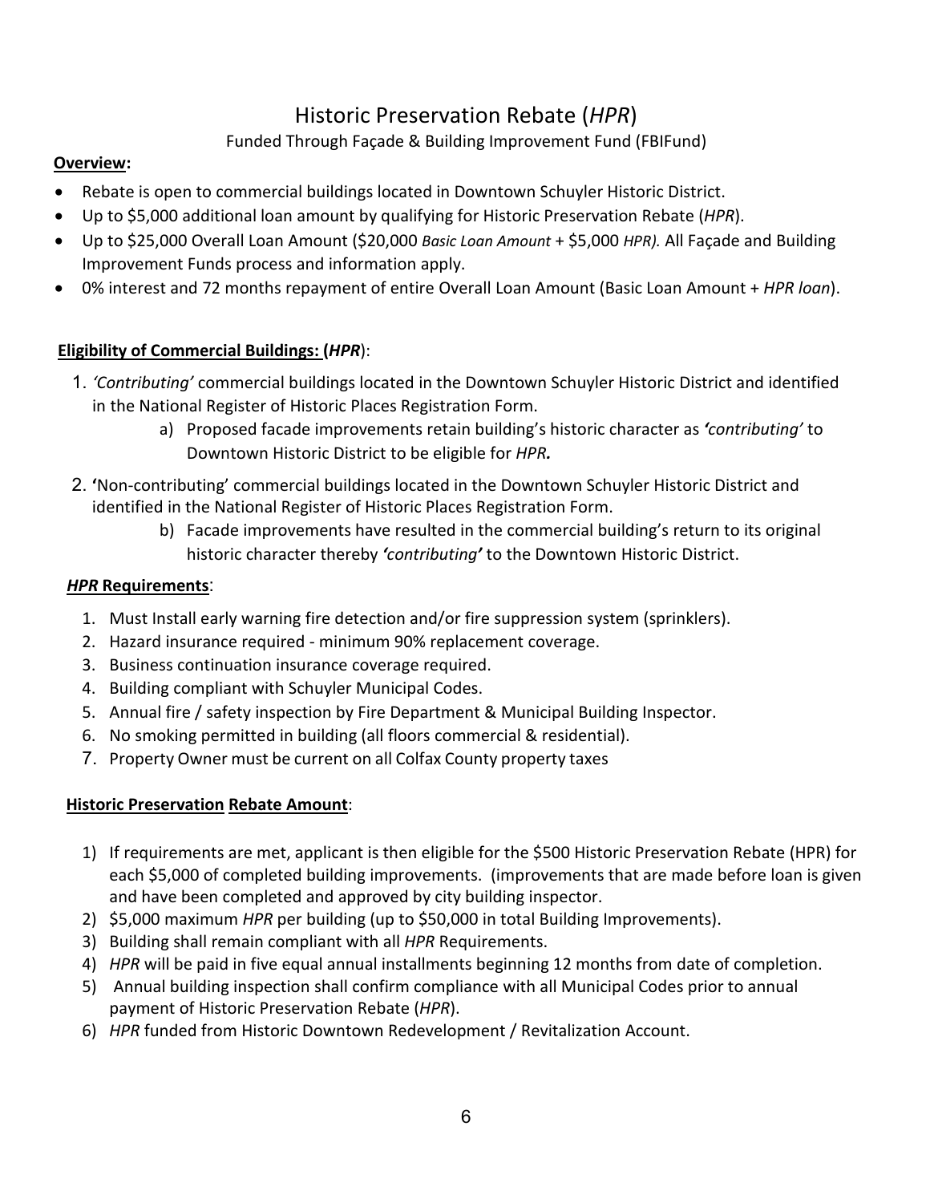# Historic Preservation Rebate (*HPR*)

Funded Through Façade & Building Improvement Fund (FBIFund)

**Overview:**

- Rebate is open to commercial buildings located in Downtown Schuyler Historic District.
- Up to $5,000 additional loan amount by qualifying for Historic Preservation Rebate (*HPR*).
- Up to $25,000 Overall Loan Amount ($20,000 *Basic Loan Amount* + $5,000 *HPR).* All Façade and Building Improvement Funds process and information apply.
- 0% interest and 72 months repayment of entire Overall Loan Amount (Basic Loan Amount + *HPR loan*).

**Eligibility of Commercial Buildings: (*HPR*)**:

1. *'Contributing'* commercial buildings located in the Downtown Schuyler Historic District and identified in the National Register of Historic Places Registration Form.
   a) Proposed facade improvements retain building's historic character as ***'contributing'*** to Downtown Historic District to be eligible for ***HPR.***
2. **'**Non-contributing' commercial buildings located in the Downtown Schuyler Historic District and identified in the National Register of Historic Places Registration Form.
   b) Facade improvements have resulted in the commercial building's return to its original historic character thereby ***'contributing'*** to the Downtown Historic District.

***HPR* Requirements**:

1. Must Install early warning fire detection and/or fire suppression system (sprinklers).
2. Hazard insurance required - minimum 90% replacement coverage.
3. Business continuation insurance coverage required.
4. Building compliant with Schuyler Municipal Codes.
5. Annual fire / safety inspection by Fire Department & Municipal Building Inspector.
6. No smoking permitted in building (all floors commercial & residential).
7. Property Owner must be current on all Colfax County property taxes

**Historic Preservation Rebate Amount**:

1) If requirements are met, applicant is then eligible for the $500 Historic Preservation Rebate (HPR) for each $5,000 of completed building improvements. (improvements that are made before loan is given and have been completed and approved by city building inspector.
2) $5,000 maximum *HPR* per building (up to $50,000 in total Building Improvements).
3) Building shall remain compliant with all *HPR* Requirements.
4) *HPR* will be paid in five equal annual installments beginning 12 months from date of completion.
5) Annual building inspection shall confirm compliance with all Municipal Codes prior to annual payment of Historic Preservation Rebate (*HPR*).
6) *HPR* funded from Historic Downtown Redevelopment / Revitalization Account.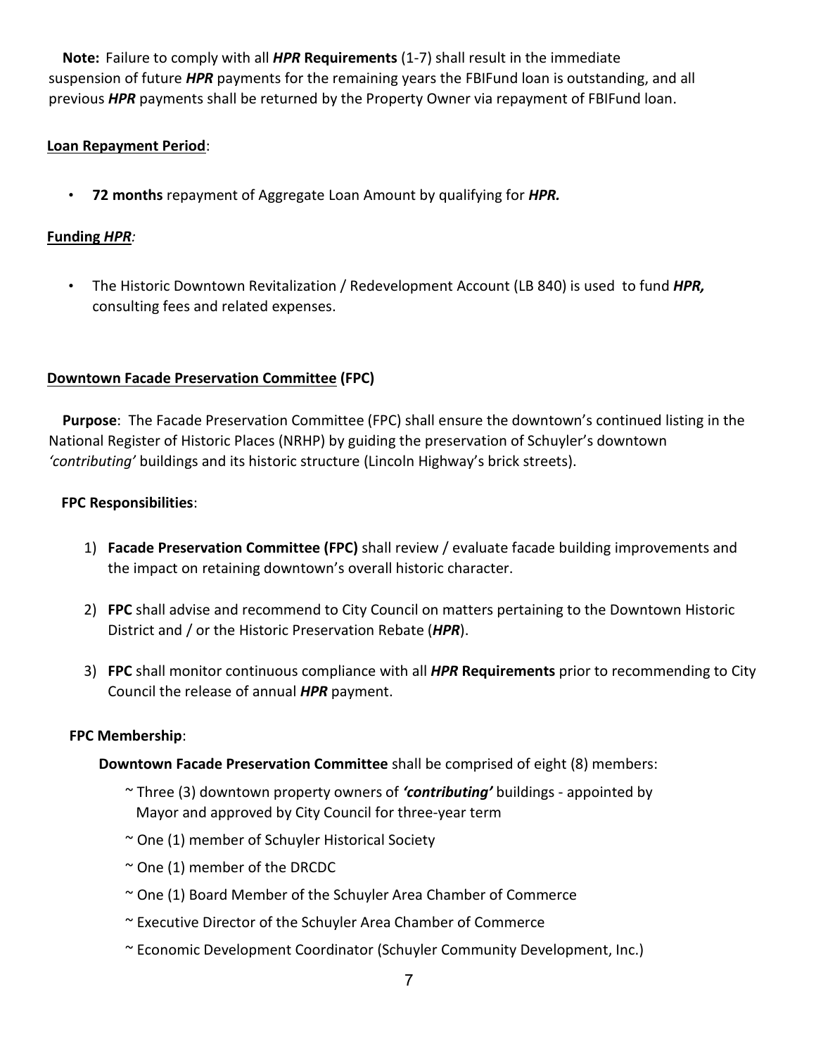**Note:** Failure to comply with all ***HPR*** **Requirements** (1-7) shall result in the immediate suspension of future ***HPR*** payments for the remaining years the FBIFund loan is outstanding, and all previous ***HPR*** payments shall be returned by the Property Owner via repayment of FBIFund loan.

**Loan Repayment Period**:

- **72 months** repayment of Aggregate Loan Amount by qualifying for ***HPR.***

**Funding *HPR*:**

- The Historic Downtown Revitalization / Redevelopment Account (LB 840) is used to fund ***HPR,*** consulting fees and related expenses.

**Downtown Facade Preservation Committee (FPC)**

**Purpose**: The Facade Preservation Committee (FPC) shall ensure the downtown's continued listing in the National Register of Historic Places (NRHP) by guiding the preservation of Schuyler's downtown *'contributing'* buildings and its historic structure (Lincoln Highway's brick streets).

**FPC Responsibilities**:

1) **Facade Preservation Committee (FPC)** shall review / evaluate facade building improvements and the impact on retaining downtown's overall historic character.

2) **FPC** shall advise and recommend to City Council on matters pertaining to the Downtown Historic District and / or the Historic Preservation Rebate (***HPR***).

3) **FPC** shall monitor continuous compliance with all ***HPR*** **Requirements** prior to recommending to City Council the release of annual ***HPR*** payment.

**FPC Membership**:

**Downtown Facade Preservation Committee** shall be comprised of eight (8) members:

~ Three (3) downtown property owners of ***'contributing'*** buildings - appointed by Mayor and approved by City Council for three-year term

~ One (1) member of Schuyler Historical Society

~ One (1) member of the DRCDC

~ One (1) Board Member of the Schuyler Area Chamber of Commerce

~ Executive Director of the Schuyler Area Chamber of Commerce

~ Economic Development Coordinator (Schuyler Community Development, Inc.)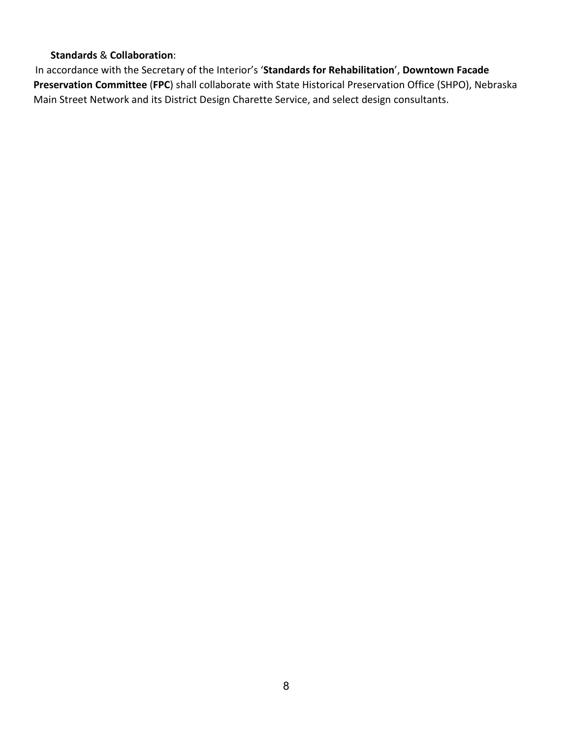**Standards** & **Collaboration**:

In accordance with the Secretary of the Interior's '**Standards for Rehabilitation**', **Downtown Facade Preservation Committee** (**FPC**) shall collaborate with State Historical Preservation Office (SHPO), Nebraska Main Street Network and its District Design Charette Service, and select design consultants.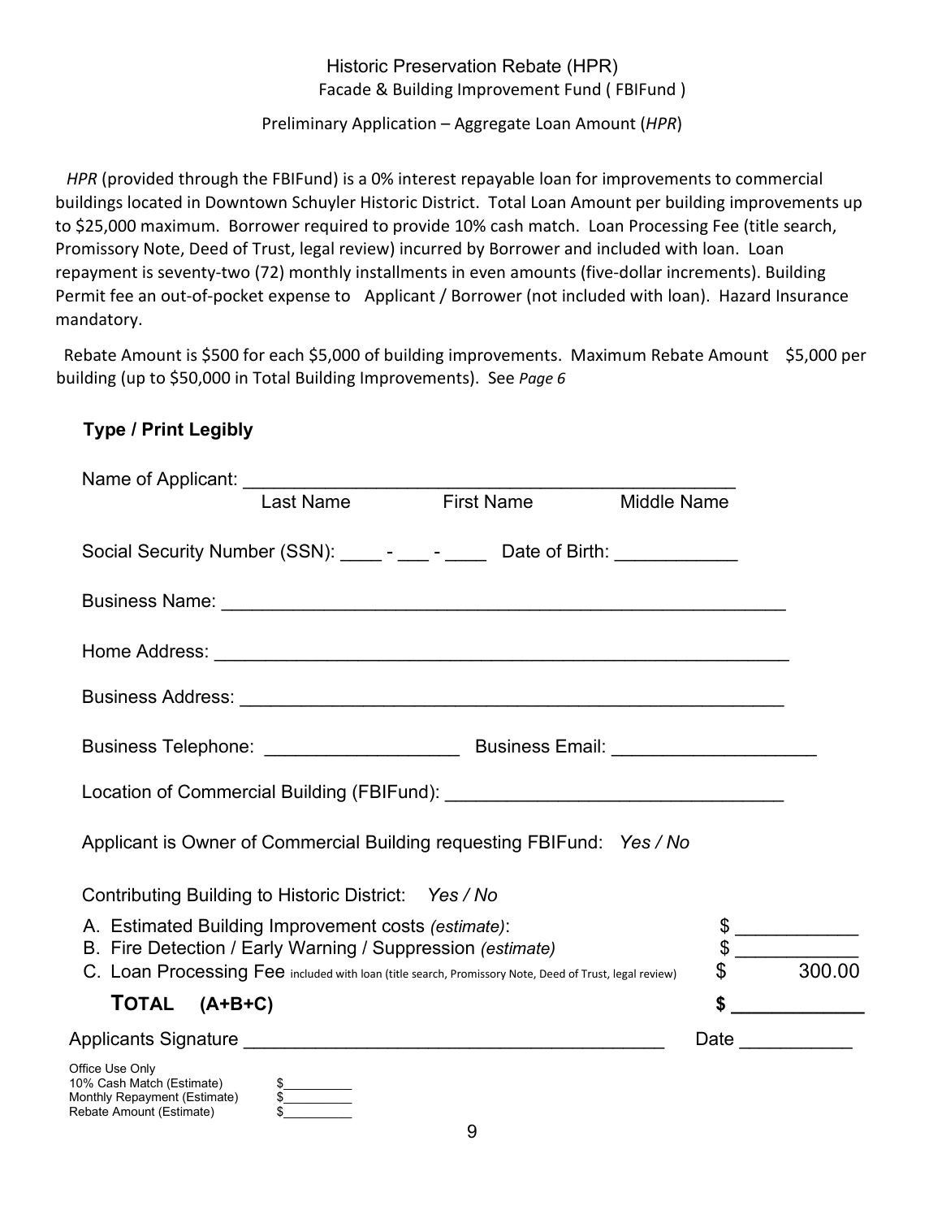# Historic Preservation Rebate (HPR)

## Facade & Building Improvement Fund ( FBIFund )

### Preliminary Application – Aggregate Loan Amount (*HPR*)

*HPR* (provided through the FBIFund) is a 0% interest repayable loan for improvements to commercial buildings located in Downtown Schuyler Historic District. Total Loan Amount per building improvements up to $25,000 maximum. Borrower required to provide 10% cash match. Loan Processing Fee (title search, Promissory Note, Deed of Trust, legal review) incurred by Borrower and included with loan. Loan repayment is seventy-two (72) monthly installments in even amounts (five-dollar increments). Building Permit fee an out-of-pocket expense to Applicant / Borrower (not included with loan). Hazard Insurance mandatory.

Rebate Amount is $500 for each $5,000 of building improvements. Maximum Rebate Amount $5,000 per building (up to $50,000 in Total Building Improvements). See *Page 6*

**Type / Print Legibly**

Name of Applicant: ______________________________________________
Last Name First Name Middle Name

Social Security Number (SSN): ____ - ___ - ____ Date of Birth: ____________

Business Name: ______________________________________________________

Home Address: _______________________________________________________

Business Address: ____________________________________________________

Business Telephone: ___________________ Business Email: ____________________

Location of Commercial Building (FBIFund): _________________________________

Applicant is Owner of Commercial Building requesting FBIFund: *Yes / No*

Contributing Building to Historic District: *Yes / No*

A. Estimated Building Improvement costs *(estimate)*: $ ____________

B. Fire Detection / Early Warning / Suppression *(estimate)* $ ____________

C. Loan Processing Fee included with loan (title search, Promissory Note, Deed of Trust, legal review) $ 300.00

**TOTAL (A+B+C)** **$ ____________**

Applicants Signature __________________________________________ Date ___________

Office Use Only

10% Cash Match (Estimate) $__________

Monthly Repayment (Estimate) $__________

Rebate Amount (Estimate) $__________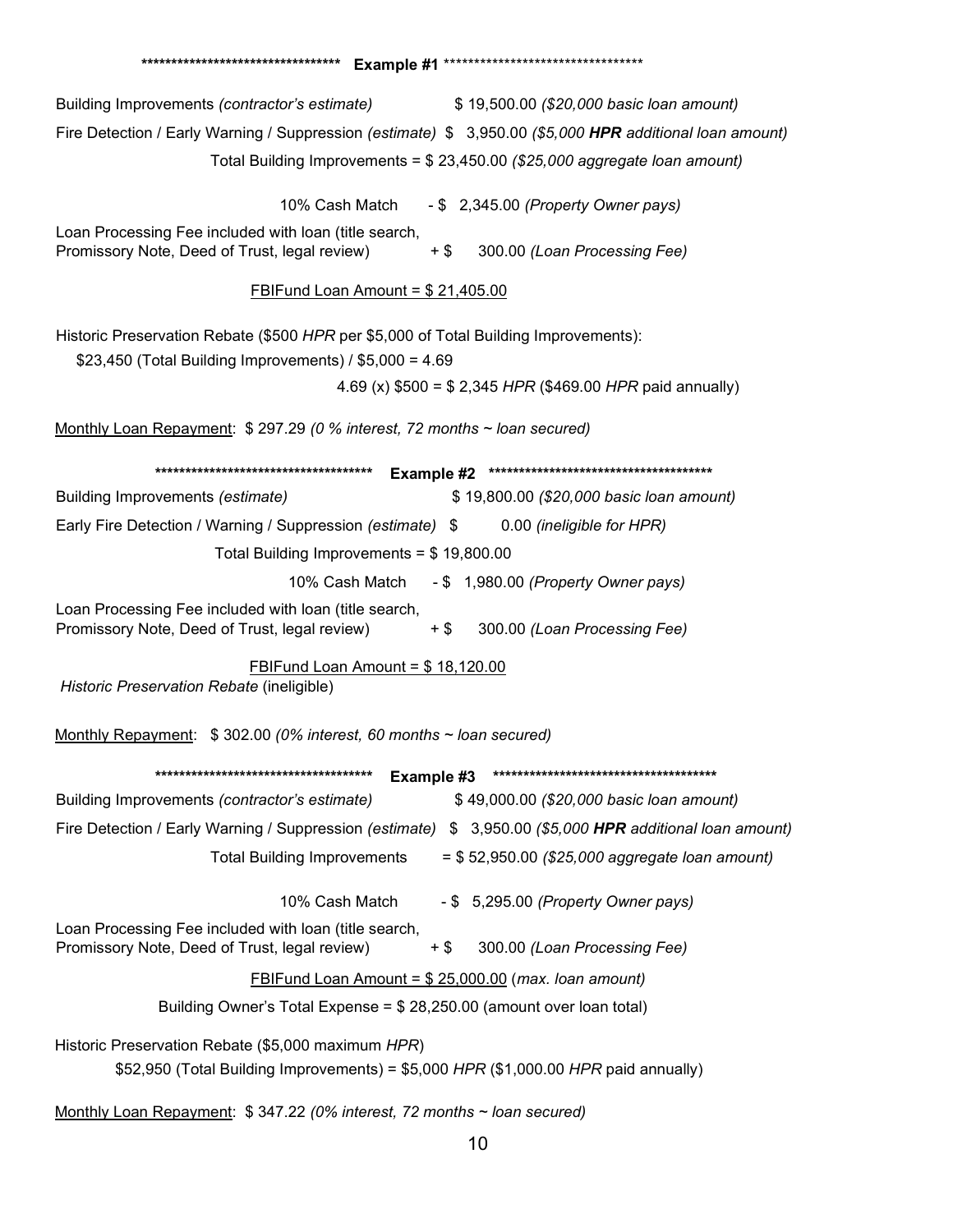********************************* **Example #1** *********************************

Building Improvements *(contractor's estimate)* $ 19,500.00 *($20,000 basic loan amount)*

Fire Detection / Early Warning / Suppression *(estimate)* $ 3,950.00 *($5,000 **HPR** additional loan amount)*

Total Building Improvements = $ 23,450.00 *($25,000 aggregate loan amount)*

10% Cash Match - $ 2,345.00 *(Property Owner pays)*

Loan Processing Fee included with loan (title search, Promissory Note, Deed of Trust, legal review) + $ 300.00 *(Loan Processing Fee)*

FBIFund Loan Amount = $ 21,405.00

Historic Preservation Rebate ($500 *HPR* per $5,000 of Total Building Improvements):

$23,450 (Total Building Improvements) / $5,000 = 4.69

4.69 (x) $500 = $ 2,345 *HPR* ($469.00 *HPR* paid annually)

Monthly Loan Repayment: $ 297.29 *(0 % interest, 72 months ~ loan secured)*

************************************* **Example #2** *************************************

Building Improvements *(estimate)* $ 19,800.00 *($20,000 basic loan amount)*

Early Fire Detection / Warning / Suppression *(estimate)* $ 0.00 *(ineligible for HPR)*

Total Building Improvements = $ 19,800.00

10% Cash Match - $ 1,980.00 *(Property Owner pays)*

Loan Processing Fee included with loan (title search, Promissory Note, Deed of Trust, legal review) + $ 300.00 *(Loan Processing Fee)*

FBIFund Loan Amount = $ 18,120.00

*Historic Preservation Rebate* (ineligible)

Monthly Repayment: $ 302.00 *(0% interest, 60 months ~ loan secured)*

************************************* **Example #3** *************************************

Building Improvements *(contractor's estimate)* $ 49,000.00 *($20,000 basic loan amount)*

Fire Detection / Early Warning / Suppression *(estimate)* $ 3,950.00 *($5,000 **HPR** additional loan amount)*

Total Building Improvements = $ 52,950.00 *($25,000 aggregate loan amount)*

10% Cash Match - $ 5,295.00 *(Property Owner pays)*

Loan Processing Fee included with loan (title search, Promissory Note, Deed of Trust, legal review) + $ 300.00 *(Loan Processing Fee)*

FBIFund Loan Amount = $ 25,000.00 (*max. loan amount)*

Building Owner's Total Expense = $ 28,250.00 (amount over loan total)

Historic Preservation Rebate ($5,000 maximum *HPR*)

$52,950 (Total Building Improvements) = $5,000 *HPR* ($1,000.00 *HPR* paid annually)

Monthly Loan Repayment: $ 347.22 *(0% interest, 72 months ~ loan secured)*